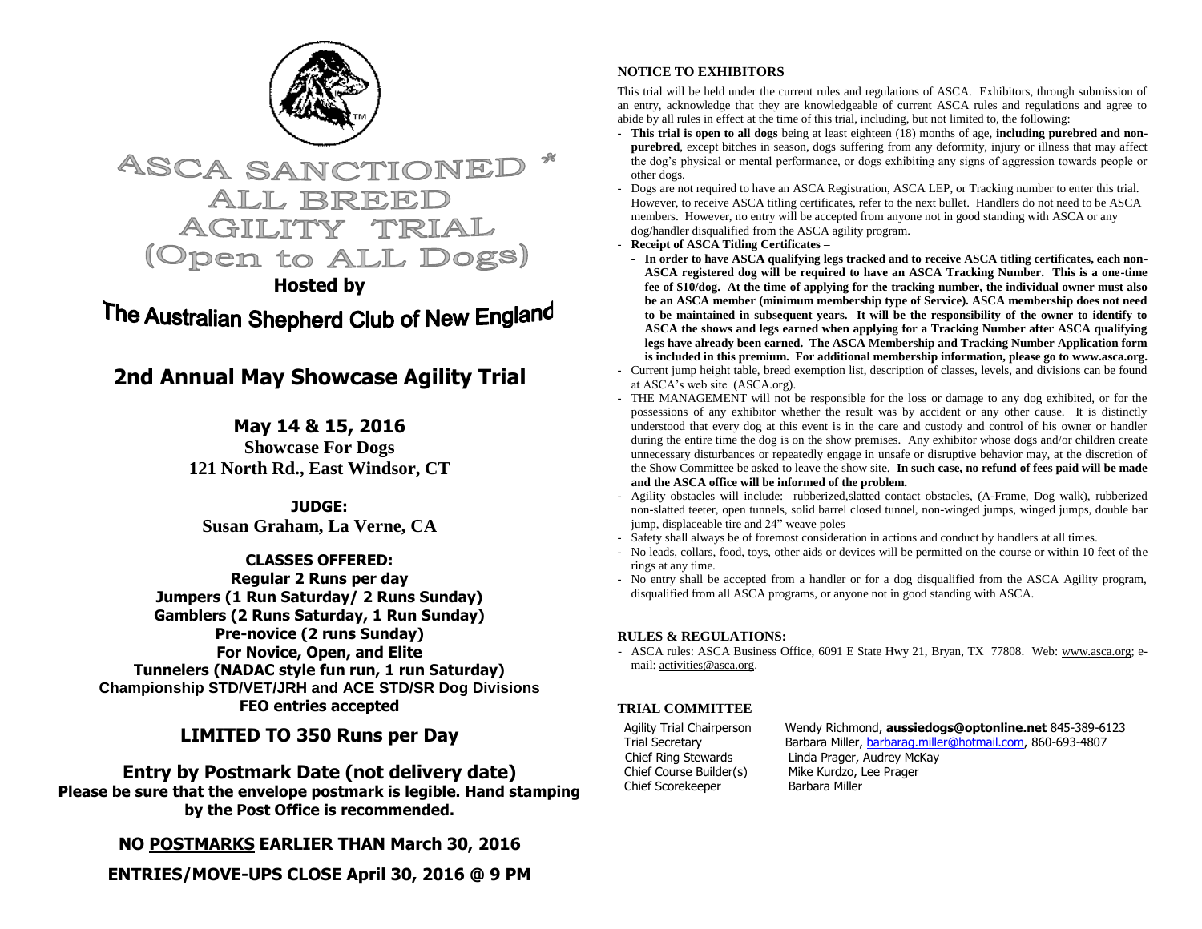# ASCA SANCTIONED * ALL BREED AGILITY TRIAL (Open to ALL Dogs)

**Hosted by**

## The Australian Shepherd Club of New England

## 2nd Annual May Showcase Agility Trial

**May 14 & 15, 2016**
**Showcase For Dogs**
**121 North Rd., East Windsor, CT**

**JUDGE:**
**Susan Graham, La Verne, CA**

**CLASSES OFFERED:**
**Regular 2 Runs per day**
**Jumpers (1 Run Saturday/ 2 Runs Sunday)**
**Gamblers (2 Runs Saturday, 1 Run Sunday)**
**Pre-novice (2 runs Sunday)**
**For Novice, Open, and Elite**
**Tunnelers (NADAC style fun run, 1 run Saturday)**
**Championship STD/VET/JRH and ACE STD/SR Dog Divisions**
**FEO entries accepted**

## LIMITED TO 350 Runs per Day

## Entry by Postmark Date (not delivery date)

**Please be sure that the envelope postmark is legible. Hand stamping by the Post Office is recommended.**

**NO POSTMARKS EARLIER THAN March 30, 2016**

**ENTRIES/MOVE-UPS CLOSE April 30, 2016 @ 9 PM**

### NOTICE TO EXHIBITORS

This trial will be held under the current rules and regulations of ASCA. Exhibitors, through submission of an entry, acknowledge that they are knowledgeable of current ASCA rules and regulations and agree to abide by all rules in effect at the time of this trial, including, but not limited to, the following:

- **This trial is open to all dogs** being at least eighteen (18) months of age, **including purebred and non-purebred**, except bitches in season, dogs suffering from any deformity, injury or illness that may affect the dog's physical or mental performance, or dogs exhibiting any signs of aggression towards people or other dogs.
- Dogs are not required to have an ASCA Registration, ASCA LEP, or Tracking number to enter this trial. However, to receive ASCA titling certificates, refer to the next bullet. Handlers do not need to be ASCA members. However, no entry will be accepted from anyone not in good standing with ASCA or any dog/handler disqualified from the ASCA agility program.
- **Receipt of ASCA Titling Certificates –**
  - **In order to have ASCA qualifying legs tracked and to receive ASCA titling certificates, each non-ASCA registered dog will be required to have an ASCA Tracking Number. This is a one-time fee of $10/dog. At the time of applying for the tracking number, the individual owner must also be an ASCA member (minimum membership type of Service). ASCA membership does not need to be maintained in subsequent years. It will be the responsibility of the owner to identify to ASCA the shows and legs earned when applying for a Tracking Number after ASCA qualifying legs have already been earned. The ASCA Membership and Tracking Number Application form is included in this premium. For additional membership information, please go to www.asca.org.**
- Current jump height table, breed exemption list, description of classes, levels, and divisions can be found at ASCA's web site (ASCA.org).
- THE MANAGEMENT will not be responsible for the loss or damage to any dog exhibited, or for the possessions of any exhibitor whether the result was by accident or any other cause. It is distinctly understood that every dog at this event is in the care and custody and control of his owner or handler during the entire time the dog is on the show premises. Any exhibitor whose dogs and/or children create unnecessary disturbances or repeatedly engage in unsafe or disruptive behavior may, at the discretion of the Show Committee be asked to leave the show site. **In such case, no refund of fees paid will be made and the ASCA office will be informed of the problem.**
- Agility obstacles will include: rubberized,slatted contact obstacles, (A-Frame, Dog walk), rubberized non-slatted teeter, open tunnels, solid barrel closed tunnel, non-winged jumps, winged jumps, double bar jump, displaceable tire and 24" weave poles
- Safety shall always be of foremost consideration in actions and conduct by handlers at all times.
- No leads, collars, food, toys, other aids or devices will be permitted on the course or within 10 feet of the rings at any time.
- No entry shall be accepted from a handler or for a dog disqualified from the ASCA Agility program, disqualified from all ASCA programs, or anyone not in good standing with ASCA.

### RULES & REGULATIONS:

- ASCA rules: ASCA Business Office, 6091 E State Hwy 21, Bryan, TX 77808. Web: www.asca.org; e-mail: activities@asca.org.

### TRIAL COMMITTEE

| | |
|---|---|
| Agility Trial Chairperson | Wendy Richmond, **aussiedogs@optonline.net** 845-389-6123 |
| Trial Secretary | Barbara Miller, barbarag.miller@hotmail.com, 860-693-4807 |
| Chief Ring Stewards | Linda Prager, Audrey McKay |
| Chief Course Builder(s) | Mike Kurdzo, Lee Prager |
| Chief Scorekeeper | Barbara Miller |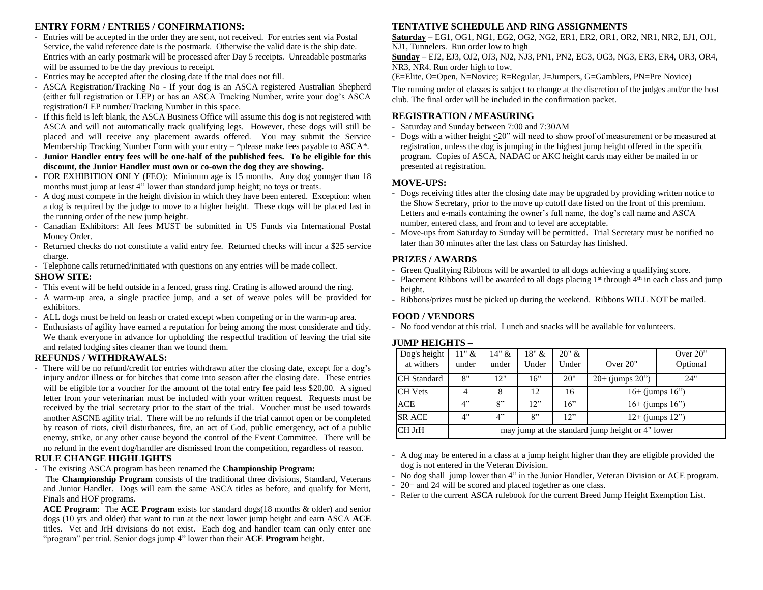## ENTRY FORM / ENTRIES / CONFIRMATIONS:

- Entries will be accepted in the order they are sent, not received. For entries sent via Postal Service, the valid reference date is the postmark. Otherwise the valid date is the ship date. Entries with an early postmark will be processed after Day 5 receipts. Unreadable postmarks will be assumed to be the day previous to receipt.
- Entries may be accepted after the closing date if the trial does not fill.
- ASCA Registration/Tracking No - If your dog is an ASCA registered Australian Shepherd (either full registration or LEP) or has an ASCA Tracking Number, write your dog's ASCA registration/LEP number/Tracking Number in this space.
- If this field is left blank, the ASCA Business Office will assume this dog is not registered with ASCA and will not automatically track qualifying legs. However, these dogs will still be placed and will receive any placement awards offered. You may submit the Service Membership Tracking Number Form with your entry – *please make fees payable to ASCA*.
- **Junior Handler entry fees will be one-half of the published fees. To be eligible for this discount, the Junior Handler must own or co-own the dog they are showing.**
- FOR EXHIBITION ONLY (FEO): Minimum age is 15 months. Any dog younger than 18 months must jump at least 4" lower than standard jump height; no toys or treats.
- A dog must compete in the height division in which they have been entered. Exception: when a dog is required by the judge to move to a higher height. These dogs will be placed last in the running order of the new jump height.
- Canadian Exhibitors: All fees MUST be submitted in US Funds via International Postal Money Order.
- Returned checks do not constitute a valid entry fee. Returned checks will incur a $25 service charge.
- Telephone calls returned/initiated with questions on any entries will be made collect.

## SHOW SITE:

- This event will be held outside in a fenced, grass ring. Crating is allowed around the ring.
- A warm-up area, a single practice jump, and a set of weave poles will be provided for exhibitors.
- ALL dogs must be held on leash or crated except when competing or in the warm-up area.
- Enthusiasts of agility have earned a reputation for being among the most considerate and tidy. We thank everyone in advance for upholding the respectful tradition of leaving the trial site and related lodging sites cleaner than we found them.

## REFUNDS / WITHDRAWALS:

- There will be no refund/credit for entries withdrawn after the closing date, except for a dog's injury and/or illness or for bitches that come into season after the closing date. These entries will be eligible for a voucher for the amount of the total entry fee paid less $20.00. A signed letter from your veterinarian must be included with your written request. Requests must be received by the trial secretary prior to the start of the trial. Voucher must be used towards another ASCNE agility trial. There will be no refunds if the trial cannot open or be completed by reason of riots, civil disturbances, fire, an act of God, public emergency, act of a public enemy, strike, or any other cause beyond the control of the Event Committee. There will be no refund in the event dog/handler are dismissed from the competition, regardless of reason.

## RULE CHANGE HIGHLIGHTS

- The existing ASCA program has been renamed the **Championship Program:**

  The **Championship Program** consists of the traditional three divisions, Standard, Veterans and Junior Handler. Dogs will earn the same ASCA titles as before, and qualify for Merit, Finals and HOF programs.

  **ACE Program**: The **ACE Program** exists for standard dogs(18 months & older) and senior dogs (10 yrs and older) that want to run at the next lower jump height and earn ASCA **ACE** titles. Vet and JrH divisions do not exist. Each dog and handler team can only enter one "program" per trial. Senior dogs jump 4" lower than their **ACE Program** height.

## TENTATIVE SCHEDULE AND RING ASSIGNMENTS

**Saturday** – EG1, OG1, NG1, EG2, OG2, NG2, ER1, ER2, OR1, OR2, NR1, NR2, EJ1, OJ1, NJ1, Tunnelers. Run order low to high

**Sunday** – EJ2, EJ3, OJ2, OJ3, NJ2, NJ3, PN1, PN2, EG3, OG3, NG3, ER3, ER4, OR3, OR4, NR3, NR4. Run order high to low.

(E=Elite, O=Open, N=Novice; R=Regular, J=Jumpers, G=Gamblers, PN=Pre Novice)

The running order of classes is subject to change at the discretion of the judges and/or the host club. The final order will be included in the confirmation packet.

## REGISTRATION / MEASURING

- Saturday and Sunday between 7:00 and 7:30AM
- Dogs with a wither height ≤20" will need to show proof of measurement or be measured at registration, unless the dog is jumping in the highest jump height offered in the specific program. Copies of ASCA, NADAC or AKC height cards may either be mailed in or presented at registration.

## MOVE-UPS:

- Dogs receiving titles after the closing date may be upgraded by providing written notice to the Show Secretary, prior to the move up cutoff date listed on the front of this premium. Letters and e-mails containing the owner's full name, the dog's call name and ASCA number, entered class, and from and to level are acceptable.
- Move-ups from Saturday to Sunday will be permitted. Trial Secretary must be notified no later than 30 minutes after the last class on Saturday has finished.

## PRIZES / AWARDS

- Green Qualifying Ribbons will be awarded to all dogs achieving a qualifying score.
- Placement Ribbons will be awarded to all dogs placing 1st through 4th in each class and jump height.
- Ribbons/prizes must be picked up during the weekend. Ribbons WILL NOT be mailed.

## FOOD / VENDORS

- No food vendor at this trial. Lunch and snacks will be available for volunteers.

## JUMP HEIGHTS –

| Dog's height at withers | 11" & under | 14" & under | 18" & Under | 20" & Under | Over 20" | Over 20" Optional |
|---|---|---|---|---|---|---|
| CH Standard | 8" | 12" | 16" | 20" | 20+ (jumps 20") | 24" |
| CH Vets | 4 | 8 | 12 | 16 | 16+ (jumps 16") | |
| ACE | 4" | 8" | 12" | 16" | 16+ (jumps 16") | |
| SR ACE | 4" | 4" | 8" | 12" | 12+ (jumps 12") | |
| CH JrH | may jump at the standard jump height or 4" lower | | | | | |

- A dog may be entered in a class at a jump height higher than they are eligible provided the dog is not entered in the Veteran Division.
- No dog shall jump lower than 4" in the Junior Handler, Veteran Division or ACE program.
- 20+ and 24 will be scored and placed together as one class.
- Refer to the current ASCA rulebook for the current Breed Jump Height Exemption List.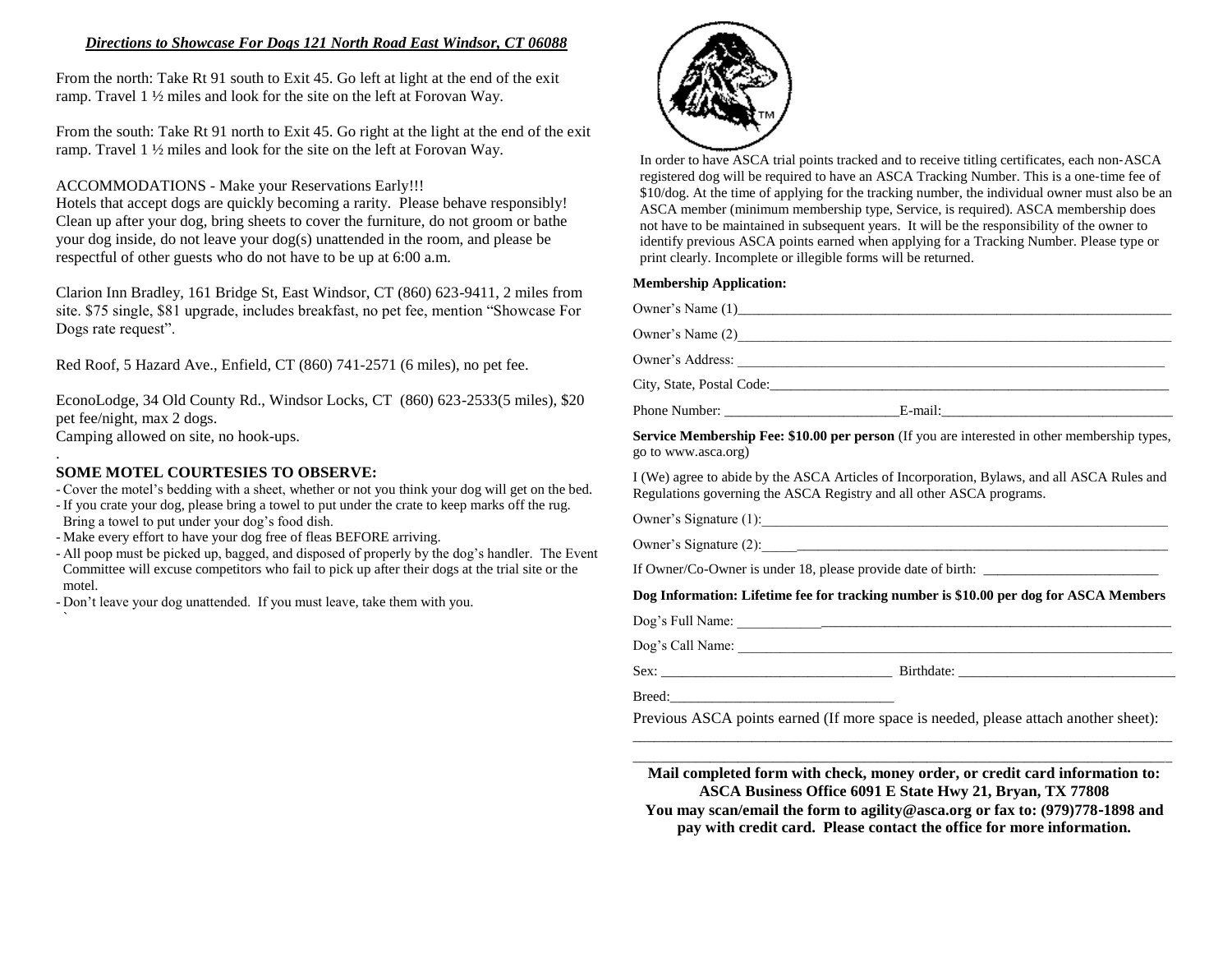***Directions to Showcase For Dogs 121 North Road East Windsor, CT 06088***

From the north: Take Rt 91 south to Exit 45. Go left at light at the end of the exit ramp. Travel 1 ½ miles and look for the site on the left at Forovan Way.

From the south: Take Rt 91 north to Exit 45. Go right at the light at the end of the exit ramp. Travel 1 ½ miles and look for the site on the left at Forovan Way.

ACCOMMODATIONS - Make your Reservations Early!!!
Hotels that accept dogs are quickly becoming a rarity. Please behave responsibly! Clean up after your dog, bring sheets to cover the furniture, do not groom or bathe your dog inside, do not leave your dog(s) unattended in the room, and please be respectful of other guests who do not have to be up at 6:00 a.m.

Clarion Inn Bradley, 161 Bridge St, East Windsor, CT (860) 623-9411, 2 miles from site. $75 single, $81 upgrade, includes breakfast, no pet fee, mention "Showcase For Dogs rate request".

Red Roof, 5 Hazard Ave., Enfield, CT (860) 741-2571 (6 miles), no pet fee.

EconoLodge, 34 Old County Rd., Windsor Locks, CT (860) 623-2533(5 miles), $20 pet fee/night, max 2 dogs.
Camping allowed on site, no hook-ups.

**SOME MOTEL COURTESIES TO OBSERVE:**

- Cover the motel's bedding with a sheet, whether or not you think your dog will get on the bed.
- If you crate your dog, please bring a towel to put under the crate to keep marks off the rug. Bring a towel to put under your dog's food dish.
- Make every effort to have your dog free of fleas BEFORE arriving.
- All poop must be picked up, bagged, and disposed of properly by the dog's handler. The Event Committee will excuse competitors who fail to pick up after their dogs at the trial site or the motel.
- Don't leave your dog unattended. If you must leave, take them with you.

In order to have ASCA trial points tracked and to receive titling certificates, each non-ASCA registered dog will be required to have an ASCA Tracking Number. This is a one-time fee of $10/dog. At the time of applying for the tracking number, the individual owner must also be an ASCA member (minimum membership type, Service, is required). ASCA membership does not have to be maintained in subsequent years. It will be the responsibility of the owner to identify previous ASCA points earned when applying for a Tracking Number. Please type or print clearly. Incomplete or illegible forms will be returned.

**Membership Application:**

Owner's Name (1)________________________________________________

Owner's Name (2)________________________________________________

Owner's Address: ________________________________________________

City, State, Postal Code:__________________________________________

Phone Number: ________________________E-mail:___________________________

**Service Membership Fee: $10.00 per person** (If you are interested in other membership types, go to www.asca.org)

I (We) agree to abide by the ASCA Articles of Incorporation, Bylaws, and all ASCA Rules and Regulations governing the ASCA Registry and all other ASCA programs.

Owner's Signature (1):_____________________________________________

Owner's Signature (2):_____________________________________________

If Owner/Co-Owner is under 18, please provide date of birth: ________________________

**Dog Information: Lifetime fee for tracking number is $10.00 per dog for ASCA Members**

Dog's Full Name: _________________________________________________

Dog's Call Name: _________________________________________________

Sex: _______________________________ Birthdate: ______________________________

Breed:_______________________________

Previous ASCA points earned (If more space is needed, please attach another sheet):
_______________________________________________________________________
_______________________________________________________________________

**Mail completed form with check, money order, or credit card information to:**
**ASCA Business Office 6091 E State Hwy 21, Bryan, TX 77808**
**You may scan/email the form to agility@asca.org or fax to: (979)778-1898 and pay with credit card. Please contact the office for more information.**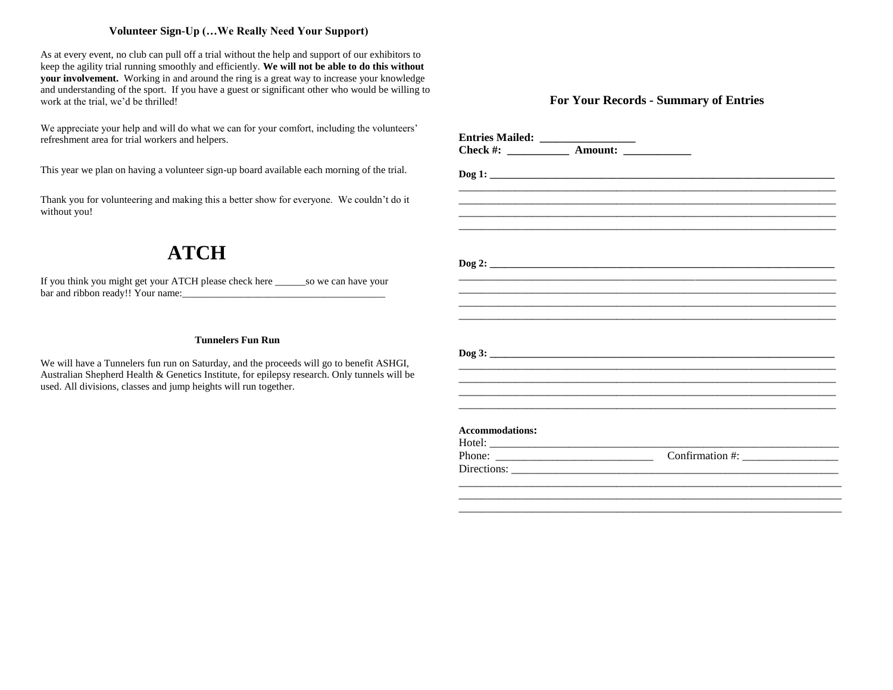### Volunteer Sign-Up (…We Really Need Your Support)

As at every event, no club can pull off a trial without the help and support of our exhibitors to keep the agility trial running smoothly and efficiently. **We will not be able to do this without your involvement.** Working in and around the ring is a great way to increase your knowledge and understanding of the sport. If you have a guest or significant other who would be willing to work at the trial, we'd be thrilled!

We appreciate your help and will do what we can for your comfort, including the volunteers' refreshment area for trial workers and helpers.

This year we plan on having a volunteer sign-up board available each morning of the trial.

Thank you for volunteering and making this a better show for everyone. We couldn't do it without you!

# ATCH

If you think you might get your ATCH please check here ______so we can have your bar and ribbon ready!! Your name:_______________________________________

### Tunnelers Fun Run

We will have a Tunnelers fun run on Saturday, and the proceeds will go to benefit ASHGI, Australian Shepherd Health & Genetics Institute, for epilepsy research. Only tunnels will be used. All divisions, classes and jump heights will run together.

### For Your Records - Summary of Entries

**Entries Mailed:** ________________
**Check #:** __________ **Amount:** ___________

**Dog 1:** ____________________________________________________________________
______________________________________________________________________________
______________________________________________________________________________
______________________________________________________________________________
______________________________________________________________________________

**Dog 2:** ____________________________________________________________________
______________________________________________________________________________
______________________________________________________________________________
______________________________________________________________________________
______________________________________________________________________________

**Dog 3:** ____________________________________________________________________
______________________________________________________________________________
______________________________________________________________________________
______________________________________________________________________________
______________________________________________________________________________

**Accommodations:**
Hotel: _______________________________________________________________
Phone: ___________________________ Confirmation #: ________________
Directions: ____________________________________________________________
______________________________________________________________________________
______________________________________________________________________________
______________________________________________________________________________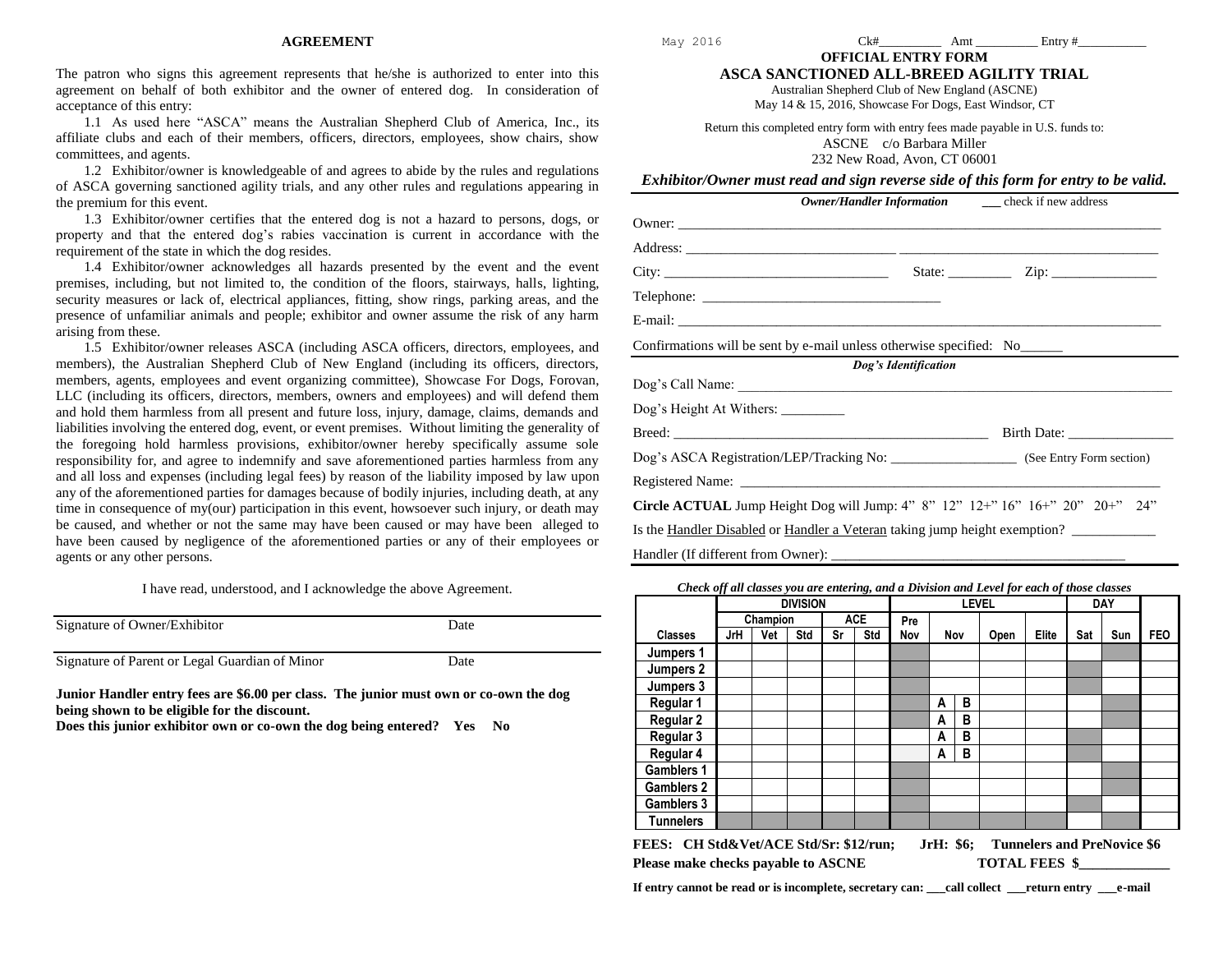## AGREEMENT

The patron who signs this agreement represents that he/she is authorized to enter into this agreement on behalf of both exhibitor and the owner of entered dog. In consideration of acceptance of this entry:

1.1 As used here "ASCA" means the Australian Shepherd Club of America, Inc., its affiliate clubs and each of their members, officers, directors, employees, show chairs, show committees, and agents.

1.2 Exhibitor/owner is knowledgeable of and agrees to abide by the rules and regulations of ASCA governing sanctioned agility trials, and any other rules and regulations appearing in the premium for this event.

1.3 Exhibitor/owner certifies that the entered dog is not a hazard to persons, dogs, or property and that the entered dog's rabies vaccination is current in accordance with the requirement of the state in which the dog resides.

1.4 Exhibitor/owner acknowledges all hazards presented by the event and the event premises, including, but not limited to, the condition of the floors, stairways, halls, lighting, security measures or lack of, electrical appliances, fitting, show rings, parking areas, and the presence of unfamiliar animals and people; exhibitor and owner assume the risk of any harm arising from these.

1.5 Exhibitor/owner releases ASCA (including ASCA officers, directors, employees, and members), the Australian Shepherd Club of New England (including its officers, directors, members, agents, employees and event organizing committee), Showcase For Dogs, Forovan, LLC (including its officers, directors, members, owners and employees) and will defend them and hold them harmless from all present and future loss, injury, damage, claims, demands and liabilities involving the entered dog, event, or event premises. Without limiting the generality of the foregoing hold harmless provisions, exhibitor/owner hereby specifically assume sole responsibility for, and agree to indemnify and save aforementioned parties harmless from any and all loss and expenses (including legal fees) by reason of the liability imposed by law upon any of the aforementioned parties for damages because of bodily injuries, including death, at any time in consequence of my(our) participation in this event, howsoever such injury, or death may be caused, and whether or not the same may have been caused or may have been alleged to have been caused by negligence of the aforementioned parties or any of their employees or agents or any other persons.

I have read, understood, and I acknowledge the above Agreement.

Signature of Owner/Exhibitor ____________ Date ____________

Signature of Parent or Legal Guardian of Minor ____________ Date ____________

**Junior Handler entry fees are $6.00 per class. The junior must own or co-own the dog being shown to be eligible for the discount.**
**Does this junior exhibitor own or co-own the dog being entered? Yes No**

May 2016 Ck#__________ Amt __________ Entry #___________

## OFFICIAL ENTRY FORM
## ASCA SANCTIONED ALL-BREED AGILITY TRIAL

Australian Shepherd Club of New England (ASCNE)
May 14 & 15, 2016, Showcase For Dogs, East Windsor, CT

Return this completed entry form with entry fees made payable in U.S. funds to:
ASCNE c/o Barbara Miller
232 New Road, Avon, CT 06001

***Exhibitor/Owner must read and sign reverse side of this form for entry to be valid.***

***Owner/Handler Information*** ___ check if new address

Owner: ____________________________________________

Address: ____________________________________________

City: ____________________ State: _________ Zip: _______________

Telephone: ______________________________

E-mail: ____________________________________________

Confirmations will be sent by e-mail unless otherwise specified: No______

***Dog's Identification***

Dog's Call Name: ____________________________________________

Dog's Height At Withers: _________

Breed: ______________________________ Birth Date: _______________

Dog's ASCA Registration/LEP/Tracking No: __________________ (See Entry Form section)

Registered Name: ____________________________________________

**Circle ACTUAL** Jump Height Dog will Jump: 4" 8" 12" 12+" 16" 16+" 20" 20+" 24"

Is the Handler Disabled or Handler a Veteran taking jump height exemption? ___________

Handler (If different from Owner): ______________________________

***Check off all classes you are entering, and a Division and Level for each of those classes***

| | DIVISION | | | | | LEVEL | | | | | | DAY | | |
|---|---|---|---|---|---|---|---|---|---|---|---|---|---|---|
| | Champion | | | ACE | | Pre | | | | | | | | |
| Classes | JrH | Vet | Std | Sr | Std | Nov | Nov | | Open | Elite | | Sat | Sun | FEO |
| Jumpers 1 | | | | | | | | | | | | | | |
| Jumpers 2 | | | | | | | | | | | | | | |
| Jumpers 3 | | | | | | | | | | | | | | |
| Regular 1 | | | | | | | A | B | | | | | | |
| Regular 2 | | | | | | | A | B | | | | | | |
| Regular 3 | | | | | | | A | B | | | | | | |
| Regular 4 | | | | | | | A | B | | | | | | |
| Gamblers 1 | | | | | | | | | | | | | | |
| Gamblers 2 | | | | | | | | | | | | | | |
| Gamblers 3 | | | | | | | | | | | | | | |
| Tunnelers | | | | | | | | | | | | | | |

**FEES: CH Std&Vet/ACE Std/Sr: $12/run; JrH: $6; Tunnelers and PreNovice $6**
**Please make checks payable to ASCNE TOTAL FEES $_____________**

**If entry cannot be read or is incomplete, secretary can: ___call collect ___return entry ___e-mail**